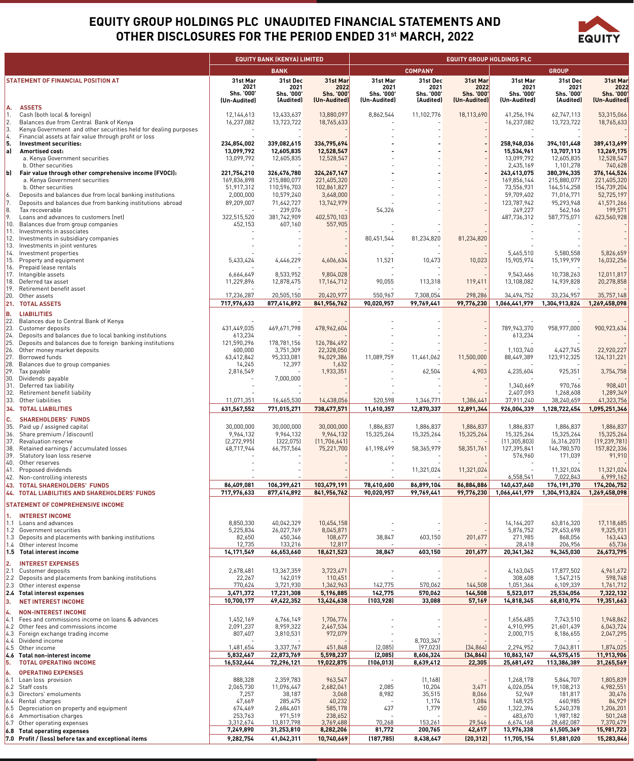# EQUITY GROUP HOLDINGS PLC UNAUDITED FINANCIAL STATEMENTS AND OTHER DISCLOSURES FOR THE PERIOD ENDED 31st MARCH, 2022

| | EQUITY BANK (KENYA) LIMITED | | | EQUITY GROUP HOLDINGS PLC | | | | | |
|---|---|---|---|---|---|---|---|---|---|
| | BANK | | | COMPANY | | | GROUP | | |
| **STATEMENT OF FINANCIAL POSITION AT** | 31st Mar 2021 Shs. '000' (Un-Audited) | 31st Dec 2021 Shs. '000' (Audited) | 31st Mar 2022 Shs. '000' (Un-Audited) | 31st Mar 2021 Shs. '000' (Un-Audited) | 31st Dec 2021 Shs. '000' (Audited) | 31st Mar 2022 Shs. '000' (Un-Audited) | 31st Mar 2021 Shs. '000' (Un-Audited) | 31st Dec 2021 Shs. '000' (Audited) | 31st Mar 2022 Shs. '000' (Un-Audited) |
| **A. ASSETS** | | | | | | | | | |
| 1. Cash (both local & foreign) | 12,144,613 | 13,433,637 | 13,880,097 | 8,862,544 | 11,102,776 | 18,113,690 | 41,256,194 | 62,747,113 | 53,315,066 |
| 2. Balances due from Central Bank of Kenya | 16,237,082 | 13,723,722 | 18,765,633 | - | - | - | 16,237,082 | 13,723,722 | 18,765,633 |
| 3. Kenya Government and other securities held for dealing purposes | - | - | - | - | - | - | - | - | - |
| 4. Financial assets at fair value through profit or loss | - | - | - | - | - | - | - | - | - |
| **5. Investment securities:** | **234,854,002** | **339,082,615** | **336,795,694** | **-** | **-** | **-** | **258,948,036** | **394,101,448** | **389,413,699** |
| **a) Amortised cost:** | **13,099,792** | **12,605,835** | **12,528,547** | **-** | **-** | **-** | **15,534,961** | **13,707,113** | **13,269,175** |
| a. Kenya Government securities | 13,099,792 | 12,605,835 | 12,528,547 | - | - | - | 13,099,792 | 12,605,835 | 12,528,547 |
| b. Other securities | - | - | - | - | - | - | 2,435,169 | 1,101,278 | 740,628 |
| **b) Fair value through other comprehensive income (FVOCI):** | **221,754,210** | **326,476,780** | **324,267,147** | **-** | **-** | **-** | **243,413,075** | **380,394,335** | **376,144,524** |
| a. Kenya Government securities | 169,836,898 | 215,880,077 | 221,405,320 | - | - | - | 169,856,144 | 215,880,077 | 221,405,320 |
| b. Other securities | 51,917,312 | 110,596,703 | 102,861,827 | - | - | - | 73,556,931 | 164,514,258 | 154,739,204 |
| 6. Deposits and balances due from local banking institutions | 2,000,000 | 10,579,240 | 3,648,000 | - | - | - | 59,709,402 | 71,016,771 | 52,725,197 |
| 7. Deposits and balances due from banking institutions abroad | 89,209,007 | 71,642,727 | 13,742,979 | - | - | - | 123,787,942 | 95,293,948 | 41,571,266 |
| 8. Tax recoverable | - | 239,076 | - | 54,326 | - | - | 249,227 | 562,166 | 199,571 |
| 9. Loans and advances to customers (net) | 322,515,520 | 381,742,909 | 402,570,103 | | | | 487,736,312 | 587,775,071 | 623,560,928 |
| 10. Balances due from group companies | 452,153 | 607,160 | 557,905 | - | - | - | | | |
| 11. Investments in associates | - | - | - | - | - | - | - | - | - |
| 12. Investments in subsidiary companies | - | - | - | 80,451,544 | 81,234,820 | 81,234,820 | - | - | - |
| 13. Investments in joint ventures | - | - | - | - | - | - | - | - | - |
| 14. Investment properties | - | - | - | - | - | - | 5,465,510 | 5,580,558 | 5,826,659 |
| 15. Property and equipment | 5,433,424 | 4,446,229 | 4,606,634 | 11,521 | 10,473 | 10,023 | 15,905,974 | 15,199,979 | 16,032,256 |
| 16. Prepaid lease rentals | - | - | - | - | - | - | - | - | - |
| 17. Intangible assets | 6,664,649 | 8,533,952 | 9,804,028 | - | - | - | 9,543,466 | 10,738,263 | 12,011,817 |
| 18. Deferred tax asset | 11,229,896 | 12,878,475 | 17,164,712 | 90,055 | 113,318 | 119,411 | 13,108,082 | 14,939,828 | 20,278,858 |
| 19. Retirement benefit asset | - | - | - | - | - | - | - | - | - |
| 20. Other assets | 17,236,287 | 20,505,150 | 20,420,977 | 550,967 | 7,308,054 | 298,286 | 34,494,752 | 33,234,957 | 35,757,148 |
| **21. TOTAL ASSETS** | **717,976,633** | **877,414,892** | **841,956,762** | **90,020,957** | **99,769,441** | **99,776,230** | **1,066,441,979** | **1,304,913,824** | **1,269,458,098** |
| **B. LIABILITIES** | | | | | | | | | |
| 22. Balances due to Central Bank of Kenya | - | - | - | - | - | - | - | - | - |
| 23. Customer deposits | 431,449,035 | 469,671,798 | 478,962,604 | - | - | - | 789,943,370 | 958,977,000 | 900,923,634 |
| 24. Deposits and balances due to local banking institutions | 613,234 | - | - | - | - | - | 613,234 | - | - |
| 25. Deposits and balances due to foreign banking institutions | 121,590,296 | 178,781,156 | 126,784,492 | - | - | - | - | - | - |
| 26. Other money market deposits | 600,000 | 3,751,309 | 22,328,050 | - | - | - | 1,103,740 | 4,427,745 | 22,920,227 |
| 27. Borrowed funds | 63,412,842 | 95,333,081 | 94,029,386 | 11,089,759 | 11,461,062 | 11,500,000 | 88,449,389 | 123,912,325 | 124,131,221 |
| 28. Balances due to group companies | 14,245 | 12,397 | 1,632 | - | - | - | - | - | - |
| 29. Tax payable | 2,816,549 | - | 1,933,351 | - | 62,504 | 4,903 | 4,235,604 | 925,351 | 3,754,758 |
| 30. Dividends payable | - | 7,000,000 | - | - | - | - | - | - | - |
| 31. Deferred tax liability | - | - | - | - | - | - | 1,340,669 | 970,766 | 908,401 |
| 32. Retirement benefit liability | - | - | - | - | - | - | 2,407,093 | 1,268,608 | 1,289,349 |
| 33. Other liabilities | 11,071,351 | 16,465,530 | 14,438,056 | 520,598 | 1,346,771 | 1,386,441 | 37,911,240 | 38,240,659 | 41,323,756 |
| **34. TOTAL LIABILITIES** | **631,567,552** | **771,015,271** | **738,477,571** | **11,610,357** | **12,870,337** | **12,891,344** | **926,004,339** | **1,128,722,454** | **1,095,251,346** |
| **C. SHAREHOLDERS' FUNDS** | | | | | | | | | |
| 35. Paid up / assigned capital | 30,000,000 | 30,000,000 | 30,000,000 | 1,886,837 | 1,886,837 | 1,886,837 | 1,886,837 | 1,886,837 | 1,886,837 |
| 36. Share premium / (discount) | 9,964,132 | 9,964,132 | 9,964,132 | 15,325,264 | 15,325,264 | 15,325,264 | 15,325,264 | 15,325,264 | 15,325,264 |
| 37. Revaluation reserve | (2,272,995) | (322,075) | (11,706,641) | - | - | - | (11,305,803) | (6,316,207) | (19,239,781) |
| 38. Retained earnings / accumulated losses | 48,717,944 | 66,757,564 | 75,221,700 | 61,198,499 | 58,365,979 | 58,351,761 | 127,395,841 | 146,780,570 | 157,822,336 |
| 39. Statutory loan loss reserve | - | - | - | - | - | - | 576,960 | 171,039 | 91,910 |
| 40. Other reserves | - | - | - | - | - | - | - | - | - |
| 41. Proposed dividends | - | - | - | - | 11,321,024 | 11,321,024 | - | 11,321,024 | 11,321,024 |
| 42. Non-controlling interests | - | - | - | - | - | - | 6,558,541 | 7,022,843 | 6,999,162 |
| **43. TOTAL SHAREHOLDERS' FUNDS** | **86,409,081** | **106,399,621** | **103,479,191** | **78,410,600** | **86,899,104** | **86,884,886** | **140,437,640** | **176,191,370** | **174,206,752** |
| **44. TOTAL LIABILITIES AND SHAREHOLDERS' FUNDS** | **717,976,633** | **877,414,892** | **841,956,762** | **90,020,957** | **99,769,441** | **99,776,230** | **1,066,441,979** | **1,304,913,824** | **1,269,458,098** |
| **STATEMENT OF COMPREHENSIVE INCOME** | | | | | | | | | |
| **1. INTEREST INCOME** | | | | | | | | | |
| 1.1 Loans and advances | 8,850,330 | 40,042,329 | 10,454,158 | - | - | - | 14,164,207 | 63,816,320 | 17,118,685 |
| 1.2 Government securities | 5,225,834 | 26,027,769 | 8,045,871 | - | - | - | 5,876,752 | 29,453,698 | 9,325,931 |
| 1.3 Deposits and placements with banking institutions | 82,650 | 450,346 | 108,677 | 38,847 | 603,150 | 201,677 | 271,985 | 868,056 | 163,443 |
| 1.4 Other interest Income | 12,735 | 133,216 | 12,817 | - | - | - | 28,418 | 206,956 | 65,736 |
| **1.5 Total interest income** | **14,171,549** | **66,653,660** | **18,621,523** | **38,847** | **603,150** | **201,677** | **20,341,362** | **94,345,030** | **26,673,795** |
| **2. INTEREST EXPENSES** | | | | | | | | | |
| 2.1 Customer deposits | 2,678,481 | 13,367,359 | 3,723,471 | - | - | - | 4,163,045 | 17,877,502 | 4,961,672 |
| 2.2 Deposits and placements from banking institutions | 22,267 | 142,019 | 110,451 | - | - | - | 308,608 | 1,547,215 | 598,748 |
| 2.3 Other interest expense | 770,624 | 3,721,930 | 1,362,963 | 142,775 | 570,062 | 144,508 | 1,051,364 | 6,109,339 | 1,761,712 |
| **2.4 Total interest expenses** | **3,471,372** | **17,231,308** | **5,196,885** | **142,775** | **570,062** | **144,508** | **5,523,017** | **25,534,056** | **7,322,132** |
| **3. NET INTEREST INCOME** | **10,700,177** | **49,422,352** | **13,424,638** | **(103,928)** | **33,088** | **57,169** | **14,818,345** | **68,810,974** | **19,351,663** |
| **4. NON-INTEREST INCOME** | | | | | | | | | |
| 4.1 Fees and commissions income on loans & advances | 1,452,169 | 6,766,149 | 1,706,776 | - | - | - | 1,656,485 | 7,743,510 | 1,948,862 |
| 4.2 Other fees and commissions income | 2,091,237 | 8,959,322 | 2,467,534 | - | - | - | 4,910,995 | 21,601,439 | 6,043,724 |
| 4.3 Foreign exchange trading income | 807,407 | 3,810,531 | 972,079 | - | - | - | 2,000,715 | 8,186,655 | 2,047,295 |
| 4.4 Dividend income | - | - | - | - | 8,703,347 | - | - | - | - |
| 4.5 Other income | 1,481,654 | 3,337,767 | 451,848 | (2,085) | (97,023) | (34,864) | 2,294,952 | 7,043,811 | 1,874,025 |
| **4.6 Total non-interest income** | **5,832,467** | **22,873,769** | **5,598,237** | **(2,085)** | **8,606,324** | **(34,864)** | **10,863,147** | **44,575,415** | **11,913,906** |
| **5. TOTAL OPERATING INCOME** | **16,532,644** | **72,296,121** | **19,022,875** | **(106,013)** | **8,639,412** | **22,305** | **25,681,492** | **113,386,389** | **31,265,569** |
| **6. OPERATING EXPENSES** | | | | | | | | | |
| 6.1 Loan loss provision | 888,328 | 2,359,783 | 963,547 | - | (1,168) | - | 1,268,178 | 5,844,707 | 1,805,839 |
| 6.2 Staff costs | 2,065,730 | 11,096,447 | 2,682,041 | 2,085 | 10,204 | 3,471 | 4,026,054 | 19,108,213 | 4,982,551 |
| 6.3 Directors' emoluments | 7,257 | 38,187 | 3,068 | 8,982 | 35,515 | 8,066 | 52,949 | 181,817 | 30,476 |
| 6.4 Rental charges | 47,669 | 285,475 | 40,232 | - | 1,174 | 1,084 | 148,925 | 460,985 | 84,929 |
| 6.5 Depreciation on property and equipment | 674,469 | 2,684,601 | 585,178 | 437 | 1,779 | 450 | 1,322,394 | 5,240,378 | 1,206,201 |
| 6.6 Amortisation charges | 253,763 | 971,519 | 238,652 | - | - | - | 483,670 | 1,987,182 | 501,248 |
| 6.7 Other operating expenses | 3,312,674 | 13,817,798 | 3,769,488 | 70,268 | 153,261 | 29,546 | 6,674,168 | 28,682,087 | 7,370,479 |
| **6.8 Total operating expenses** | **7,249,890** | **31,253,810** | **8,282,206** | **81,772** | **200,765** | **42,617** | **13,976,338** | **61,505,369** | **15,981,723** |
| **7.0 Profit / (loss) before tax and exceptional items** | **9,282,754** | **41,042,311** | **10,740,669** | **(187,785)** | **8,438,647** | **(20,312)** | **11,705,154** | **51,881,020** | **15,283,846** |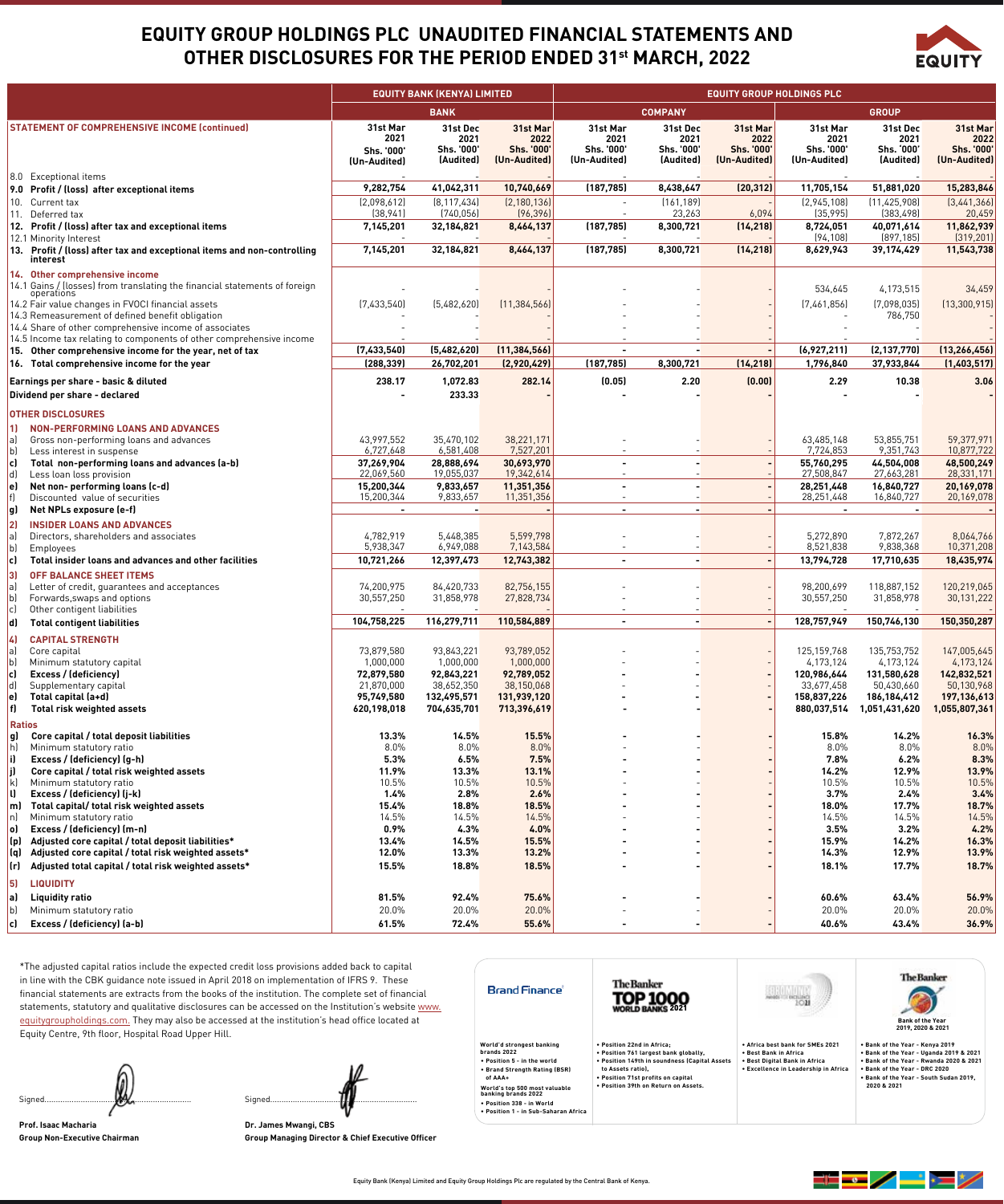# EQUITY GROUP HOLDINGS PLC UNAUDITED FINANCIAL STATEMENTS AND OTHER DISCLOSURES FOR THE PERIOD ENDED 31st MARCH, 2022

| | EQUITY BANK (KENYA) LIMITED | | | EQUITY GROUP HOLDINGS PLC | | | | | |
|---|---|---|---|---|---|---|---|---|---|
| | BANK | | | COMPANY | | | GROUP | | |
| **STATEMENT OF COMPREHENSIVE INCOME (continued)** | 31st Mar 2021 Shs. '000' (Un-Audited) | 31st Dec 2021 Shs. '000' (Audited) | 31st Mar 2022 Shs. '000' (Un-Audited) | 31st Mar 2021 Shs. '000' (Un-Audited) | 31st Dec 2021 Shs. '000' (Audited) | 31st Mar 2022 Shs. '000' (Un-Audited) | 31st Mar 2021 Shs. '000' (Un-Audited) | 31st Dec 2021 Shs. '000' (Audited) | 31st Mar 2022 Shs. '000' (Un-Audited) |
| 8.0 Exceptional items | - | - | - | - | - | - | - | - | - |
| **9.0 Profit / (loss) after exceptional items** | **9,282,754** | **41,042,311** | **10,740,669** | **(187,785)** | **8,438,647** | **(20,312)** | **11,705,154** | **51,881,020** | **15,283,846** |
| 10. Current tax | (2,098,612) | (8,117,434) | (2,180,136) | - | (161,189) | - | (2,945,108) | (11,425,908) | (3,441,366) |
| 11. Deferred tax | (38,941) | (740,056) | (96,396) | - | 23,263 | 6,094 | (35,995) | (383,498) | 20,459 |
| **12. Profit / (loss) after tax and exceptional items** | **7,145,201** | **32,184,821** | **8,464,137** | **(187,785)** | **8,300,721** | **(14,218)** | **8,724,051** | **40,071,614** | **11,862,939** |
| 12.1 Minority Interest | - | - | - | | | | (94,108) | (897,185) | (319,201) |
| **13. Profit / (loss) after tax and exceptional items and non-controlling interest** | **7,145,201** | **32,184,821** | **8,464,137** | **(187,785)** | **8,300,721** | **(14,218)** | **8,629,943** | **39,174,429** | **11,543,738** |
| **14. Other comprehensive income** | | | | | | | | | |
| 14.1 Gains / (losses) from translating the financial statements of foreign operations | - | - | - | - | - | - | 534,645 | 4,173,515 | 34,459 |
| 14.2 Fair value changes in FVOCI financial assets | (7,433,540) | (5,482,620) | (11,384,566) | - | - | - | (7,461,856) | (7,098,035) | (13,300,915) |
| 14.3 Remeasurement of defined benefit obligation | - | - | - | - | - | - | - | 786,750 | - |
| 14.4 Share of other comprehensive income of associates | - | - | - | - | - | - | - | - | - |
| 14.5 Income tax relating to components of other comprehensive income | - | - | - | - | - | - | - | - | - |
| **15. Other comprehensive income for the year, net of tax** | **(7,433,540)** | **(5,482,620)** | **(11,384,566)** | **-** | **-** | **-** | **(6,927,211)** | **(2,137,770)** | **(13,266,456)** |
| **16. Total comprehensive income for the year** | **(288,339)** | **26,702,201** | **(2,920,429)** | **(187,785)** | **8,300,721** | **(14,218)** | **1,796,840** | **37,933,844** | **(1,403,517)** |
| **Earnings per share - basic & diluted** | **238.17** | **1,072.83** | **282.14** | **(0.05)** | **2.20** | **(0.00)** | **2.29** | **10.38** | **3.06** |
| **Dividend per share - declared** | **-** | **233.33** | **-** | **-** | **-** | **-** | **-** | **-** | **-** |
| **OTHER DISCLOSURES** | | | | | | | | | |
| **1) NON-PERFORMING LOANS AND ADVANCES** | | | | | | | | | |
| a) Gross non-performing loans and advances | 43,997,552 | 35,470,102 | 38,221,171 | - | - | - | 63,485,148 | 53,855,751 | 59,377,971 |
| b) Less interest in suspense | 6,727,648 | 6,581,408 | 7,527,201 | - | - | - | 7,724,853 | 9,351,743 | 10,877,722 |
| **c) Total non-performing loans and advances (a-b)** | **37,269,904** | **28,888,694** | **30,693,970** | **-** | **-** | **-** | **55,760,295** | **44,504,008** | **48,500,249** |
| d) Less loan loss provision | 22,069,560 | 19,055,037 | 19,342,614 | - | - | - | 27,508,847 | 27,663,281 | 28,331,171 |
| **e) Net non- performing loans (c-d)** | **15,200,344** | **9,833,657** | **11,351,356** | **-** | **-** | **-** | **28,251,448** | **16,840,727** | **20,169,078** |
| f) Discounted value of securities | 15,200,344 | 9,833,657 | 11,351,356 | - | - | - | 28,251,448 | 16,840,727 | 20,169,078 |
| **g) Net NPLs exposure (e-f)** | **-** | **-** | **-** | **-** | **-** | **-** | **-** | **-** | **-** |
| **2) INSIDER LOANS AND ADVANCES** | | | | | | | | | |
| a) Directors, shareholders and associates | 4,782,919 | 5,448,385 | 5,599,798 | - | - | - | 5,272,890 | 7,872,267 | 8,064,766 |
| b) Employees | 5,938,347 | 6,949,088 | 7,143,584 | - | - | - | 8,521,838 | 9,838,368 | 10,371,208 |
| **c) Total insider loans and advances and other facilities** | **10,721,266** | **12,397,473** | **12,743,382** | **-** | **-** | **-** | **13,794,728** | **17,710,635** | **18,435,974** |
| **3) OFF BALANCE SHEET ITEMS** | | | | | | | | | |
| a) Letter of credit, guarantees and acceptances | 74,200,975 | 84,420,733 | 82,756,155 | - | - | - | 98,200,699 | 118,887,152 | 120,219,065 |
| b) Forwards,swaps and options | 30,557,250 | 31,858,978 | 27,828,734 | - | - | - | 30,557,250 | 31,858,978 | 30,131,222 |
| c) Other contigent liabilities | - | - | - | - | - | - | - | - | - |
| **d) Total contigent liabilities** | **104,758,225** | **116,279,711** | **110,584,889** | **-** | **-** | **-** | **128,757,949** | **150,746,130** | **150,350,287** |
| **4) CAPITAL STRENGTH** | | | | | | | | | |
| a) Core capital | 73,879,580 | 93,843,221 | 93,789,052 | - | - | - | 125,159,768 | 135,753,752 | 147,005,645 |
| b) Minimum statutory capital | 1,000,000 | 1,000,000 | 1,000,000 | - | - | - | 4,173,124 | 4,173,124 | 4,173,124 |
| **c) Excess / (deficiency)** | **72,879,580** | **92,843,221** | **92,789,052** | **-** | **-** | **-** | **120,986,644** | **131,580,628** | **142,832,521** |
| d) Supplementary capital | 21,870,000 | 38,652,350 | 38,150,068 | - | - | - | 33,677,458 | 50,430,660 | 50,130,968 |
| **e) Total capital (a+d)** | **95,749,580** | **132,495,571** | **131,939,120** | **-** | **-** | **-** | **158,837,226** | **186,184,412** | **197,136,613** |
| **f) Total risk weighted assets** | **620,198,018** | **704,635,701** | **713,396,619** | **-** | **-** | **-** | **880,037,514** | **1,051,431,620** | **1,055,807,361** |
| **Ratios** | | | | | | | | | |
| **g) Core capital / total deposit liabilities** | **13.3%** | **14.5%** | **15.5%** | **-** | **-** | **-** | **15.8%** | **14.2%** | **16.3%** |
| h) Minimum statutory ratio | 8.0% | 8.0% | 8.0% | - | - | - | 8.0% | 8.0% | 8.0% |
| **i) Excess / (deficiency) (g-h)** | **5.3%** | **6.5%** | **7.5%** | **-** | **-** | **-** | **7.8%** | **6.2%** | **8.3%** |
| **j) Core capital / total risk weighted assets** | **11.9%** | **13.3%** | **13.1%** | **-** | **-** | **-** | **14.2%** | **12.9%** | **13.9%** |
| k) Minimum statutory ratio | 10.5% | 10.5% | 10.5% | - | - | - | 10.5% | 10.5% | 10.5% |
| **l) Excess / (deficiency) (j-k)** | **1.4%** | **2.8%** | **2.6%** | **-** | **-** | **-** | **3.7%** | **2.4%** | **3.4%** |
| **m) Total capital/ total risk weighted assets** | **15.4%** | **18.8%** | **18.5%** | **-** | **-** | **-** | **18.0%** | **17.7%** | **18.7%** |
| n) Minimum statutory ratio | 14.5% | 14.5% | 14.5% | - | - | - | 14.5% | 14.5% | 14.5% |
| **o) Excess / (deficiency) (m-n)** | **0.9%** | **4.3%** | **4.0%** | **-** | **-** | **-** | **3.5%** | **3.2%** | **4.2%** |
| **(p) Adjusted core capital / total deposit liabilities*** | **13.4%** | **14.5%** | **15.5%** | **-** | **-** | **-** | **15.9%** | **14.2%** | **16.3%** |
| **(q) Adjusted core capital / total risk weighted assets*** | **12.0%** | **13.3%** | **13.2%** | **-** | **-** | **-** | **14.3%** | **12.9%** | **13.9%** |
| **(r) Adjusted total capital / total risk weighted assets*** | **15.5%** | **18.8%** | **18.5%** | **-** | **-** | **-** | **18.1%** | **17.7%** | **18.7%** |
| **5) LIQUIDITY** | | | | | | | | | |
| **a) Liquidity ratio** | **81.5%** | **92.4%** | **75.6%** | **-** | **-** | **-** | **60.6%** | **63.4%** | **56.9%** |
| b) Minimum statutory ratio | 20.0% | 20.0% | 20.0% | - | - | - | 20.0% | 20.0% | 20.0% |
| **c) Excess / (deficiency) (a-b)** | **61.5%** | **72.4%** | **55.6%** | **-** | **-** | **-** | **40.6%** | **43.4%** | **36.9%** |

*The adjusted capital ratios include the expected credit loss provisions added back to capital in line with the CBK guidance note issued in April 2018 on implementation of IFRS 9. These financial statements are extracts from the books of the institution. The complete set of financial statements, statutory and qualitative disclosures can be accessed on the Institution's website www.equitygroupholdings.com. They may also be accessed at the institution's head office located at Equity Centre, 9th floor, Hospital Road Upper Hill.

Signed..........................................

**Prof. Isaac Macharia**
**Group Non-Executive Chairman**

Signed..........................................

**Dr. James Mwangi, CBS**
**Group Managing Director & Chief Executive Officer**

**Brand Finance**

World'd strongest banking brands 2022
- Position 5 - in the world
- Brand Strength Rating (BSR) of AAA+

World's top 500 most valuable banking brands 2022
- Position 338 - in World
- Position 1 - in Sub-Saharan Africa

**The Banker TOP 1000 WORLD BANKS 2021**

- Position 22nd in Africa;
- Position 761 largest bank globally,
- Position 149th in soundness (Capital Assets to Assets ratio),
- Position 71st profits on capital
- Position 39th on Return on Assets.

**Euromoney 2021**

- Africa best bank for SMEs 2021
- Best Bank in Africa
- Best Digital Bank in Africa
- Excellence in Leadership in Africa

**The Banker — Bank of the Year 2019, 2020 & 2021**

- Bank of the Year - Kenya 2019
- Bank of the Year - Uganda 2019 & 2021
- Bank of the Year - Rwanda 2020 & 2021
- Bank of the Year - DRC 2020
- Bank of the Year - South Sudan 2019, 2020 & 2021

Equity Bank (Kenya) Limited and Equity Group Holdings Plc are regulated by the Central Bank of Kenya.